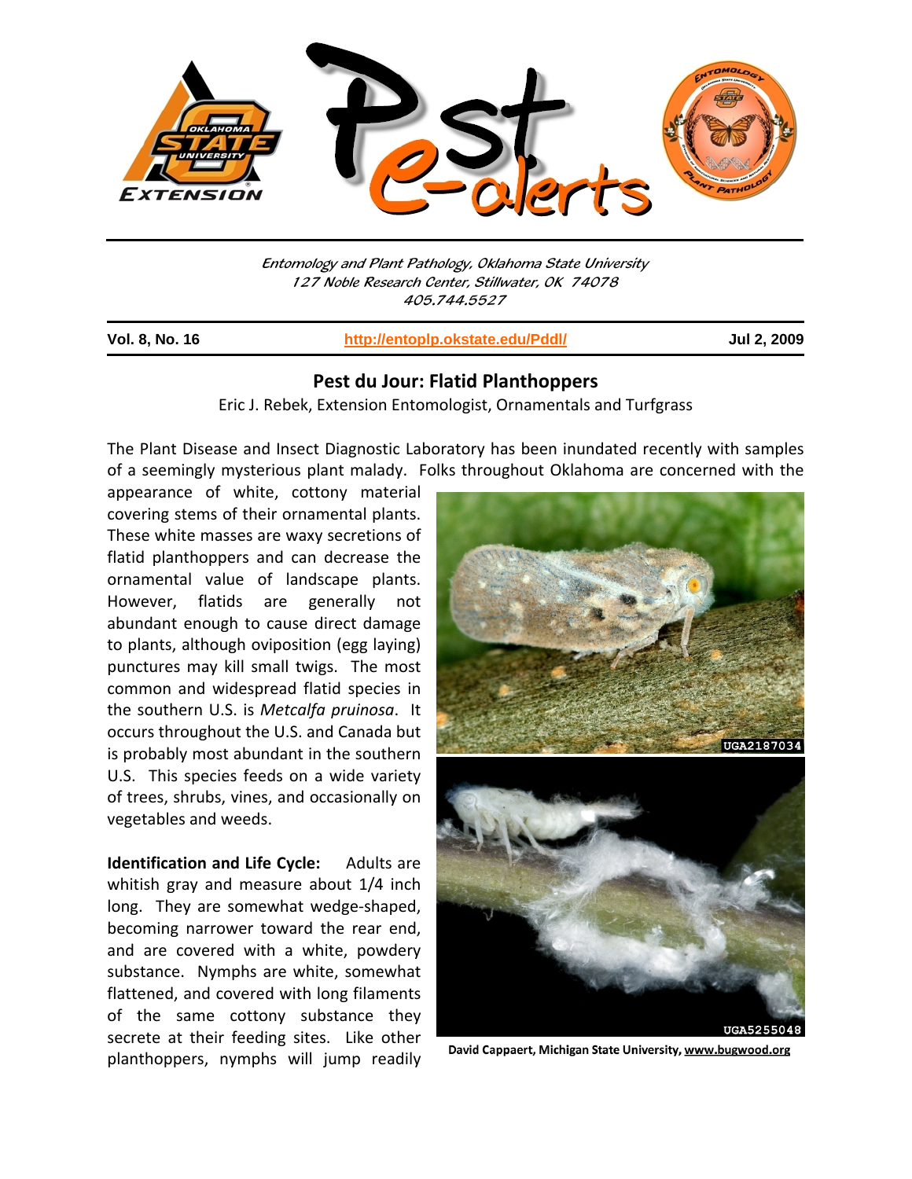Entomology and Plant Pathology, Oklahoma State University
127 Noble Research Center, Stillwater, OK 74078
405.744.5527

**Vol. 8, No. 16** | **http://entoplp.okstate.edu/Pddl/** | **Jul 2, 2009**

## Pest du Jour: Flatid Planthoppers

Eric J. Rebek, Extension Entomologist, Ornamentals and Turfgrass

The Plant Disease and Insect Diagnostic Laboratory has been inundated recently with samples of a seemingly mysterious plant malady. Folks throughout Oklahoma are concerned with the appearance of white, cottony material covering stems of their ornamental plants. These white masses are waxy secretions of flatid planthoppers and can decrease the ornamental value of landscape plants. However, flatids are generally not abundant enough to cause direct damage to plants, although oviposition (egg laying) punctures may kill small twigs. The most common and widespread flatid species in the southern U.S. is *Metcalfa pruinosa*. It occurs throughout the U.S. and Canada but is probably most abundant in the southern U.S. This species feeds on a wide variety of trees, shrubs, vines, and occasionally on vegetables and weeds.

UGA2187034

UGA5255048

David Cappaert, Michigan State University, www.bugwood.org

**Identification and Life Cycle:** Adults are whitish gray and measure about 1/4 inch long. They are somewhat wedge-shaped, becoming narrower toward the rear end, and are covered with a white, powdery substance. Nymphs are white, somewhat flattened, and covered with long filaments of the same cottony substance they secrete at their feeding sites. Like other planthoppers, nymphs will jump readily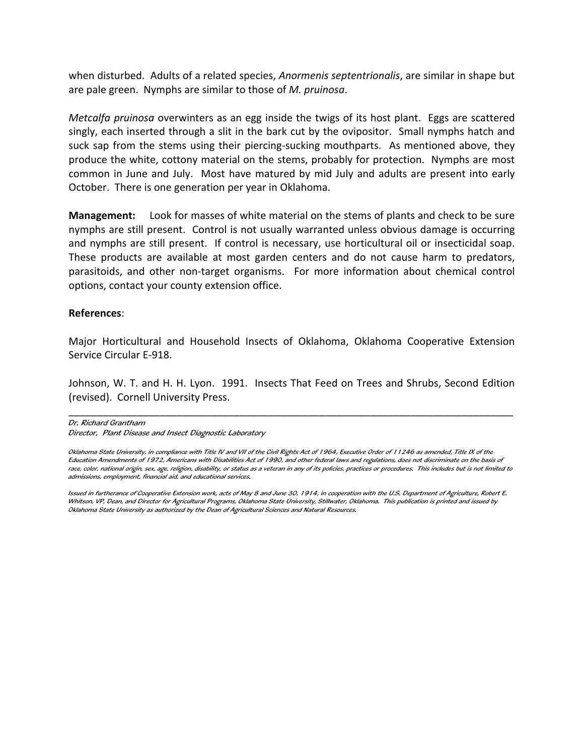when disturbed. Adults of a related species, *Anormenis septentrionalis*, are similar in shape but are pale green. Nymphs are similar to those of *M. pruinosa*.

*Metcalfa pruinosa* overwinters as an egg inside the twigs of its host plant. Eggs are scattered singly, each inserted through a slit in the bark cut by the ovipositor. Small nymphs hatch and suck sap from the stems using their piercing-sucking mouthparts. As mentioned above, they produce the white, cottony material on the stems, probably for protection. Nymphs are most common in June and July. Most have matured by mid July and adults are present into early October. There is one generation per year in Oklahoma.

**Management:** Look for masses of white material on the stems of plants and check to be sure nymphs are still present. Control is not usually warranted unless obvious damage is occurring and nymphs are still present. If control is necessary, use horticultural oil or insecticidal soap. These products are available at most garden centers and do not cause harm to predators, parasitoids, and other non-target organisms. For more information about chemical control options, contact your county extension office.

**References**:

Major Horticultural and Household Insects of Oklahoma, Oklahoma Cooperative Extension Service Circular E-918.

Johnson, W. T. and H. H. Lyon. 1991. Insects That Feed on Trees and Shrubs, Second Edition (revised). Cornell University Press.

---

*Dr. Richard Grantham*
*Director, Plant Disease and Insect Diagnostic Laboratory*

*Oklahoma State University, in compliance with Title IV and VII of the Civil Rights Act of 1964, Executive Order of 11246 as amended, Title IX of the Education Amendments of 1972, Americans with Disabilities Act of 1990, and other federal laws and regulations, does not discriminate on the basis of race, color, national origin, sex, age, religion, disability, or status as a veteran in any of its policies, practices or procedures. This includes but is not limited to admissions, employment, financial aid, and educational services.*

*Issued in furtherance of Cooperative Extension work, acts of May 8 and June 30, 1914, in cooperation with the U.S. Department of Agriculture, Robert E. Whitson, VP, Dean, and Director for Agricultural Programs, Oklahoma State University, Stillwater, Oklahoma. This publication is printed and issued by Oklahoma State University as authorized by the Dean of Agricultural Sciences and Natural Resources.*